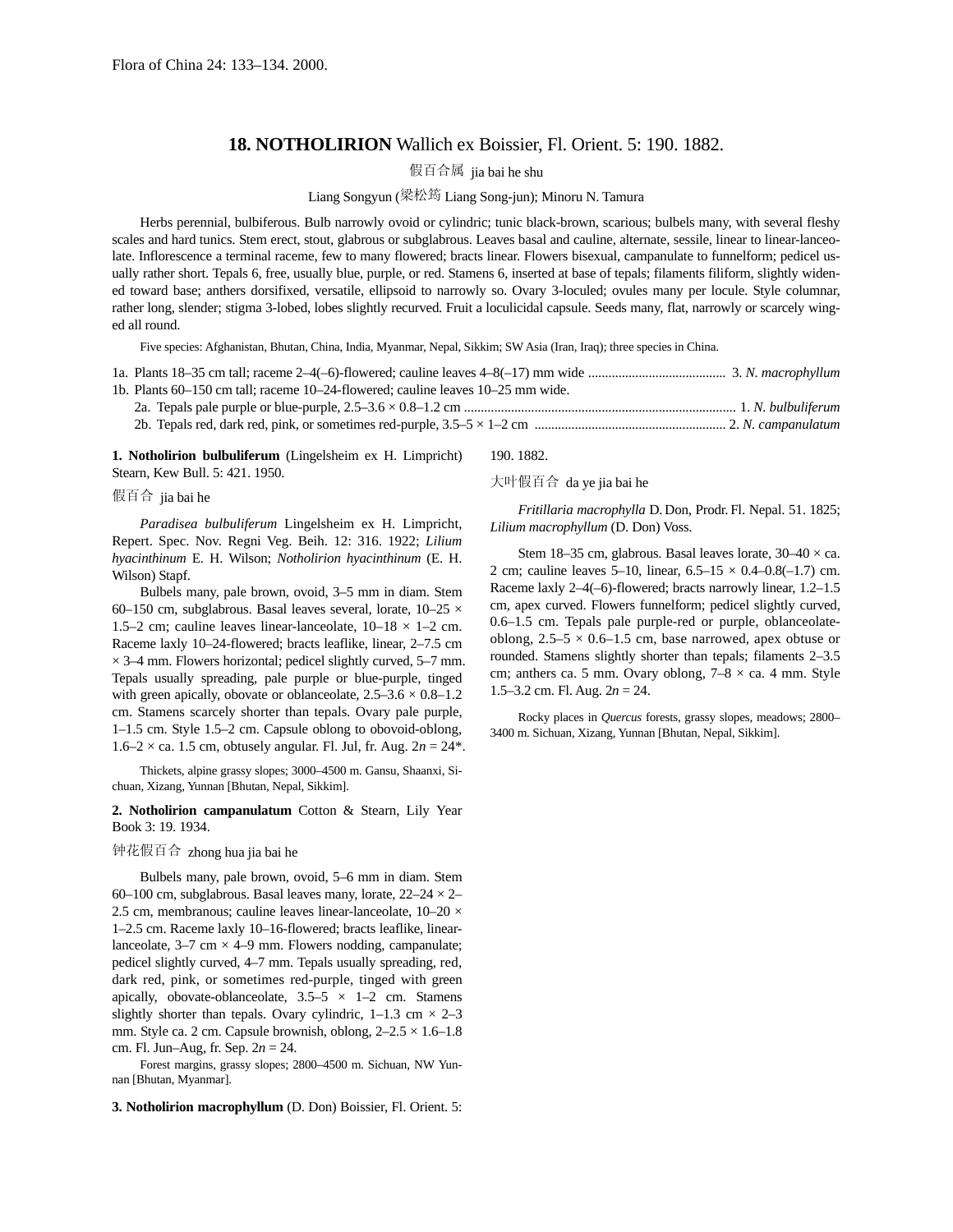Flora of China 24: 133–134. 2000.

# 18. NOTHOLIRION Wallich ex Boissier, Fl. Orient. 5: 190. 1882.

假百合属 jia bai he shu

Liang Songyun (梁松筠 Liang Song-jun); Minoru N. Tamura

Herbs perennial, bulbiferous. Bulb narrowly ovoid or cylindric; tunic black-brown, scarious; bulbels many, with several fleshy scales and hard tunics. Stem erect, stout, glabrous or subglabrous. Leaves basal and cauline, alternate, sessile, linear to linear-lanceolate. Inflorescence a terminal raceme, few to many flowered; bracts linear. Flowers bisexual, campanulate to funnelform; pedicel usually rather short. Tepals 6, free, usually blue, purple, or red. Stamens 6, inserted at base of tepals; filaments filiform, slightly widened toward base; anthers dorsifixed, versatile, ellipsoid to narrowly so. Ovary 3-loculed; ovules many per locule. Style columnar, rather long, slender; stigma 3-lobed, lobes slightly recurved. Fruit a loculicidal capsule. Seeds many, flat, narrowly or scarcely winged all round.

Five species: Afghanistan, Bhutan, China, India, Myanmar, Nepal, Sikkim; SW Asia (Iran, Iraq); three species in China.

1a. Plants 18–35 cm tall; raceme 2–4(–6)-flowered; cauline leaves 4–8(–17) mm wide .......................................... 3. *N. macrophyllum*
1b. Plants 60–150 cm tall; raceme 10–24-flowered; cauline leaves 10–25 mm wide.
  2a. Tepals pale purple or blue-purple, 2.5–3.6 × 0.8–1.2 cm ................................................................................. 1. *N. bulbuliferum*
  2b. Tepals red, dark red, pink, or sometimes red-purple, 3.5–5 × 1–2 cm ......................................................... 2. *N. campanulatum*

**1. Notholirion bulbuliferum** (Lingelsheim ex H. Limpricht) Stearn, Kew Bull. 5: 421. 1950.

假百合 jia bai he

*Paradisea bulbuliferum* Lingelsheim ex H. Limpricht, Repert. Spec. Nov. Regni Veg. Beih. 12: 316. 1922; *Lilium hyacinthinum* E. H. Wilson; *Notholirion hyacinthinum* (E. H. Wilson) Stapf.

Bulbels many, pale brown, ovoid, 3–5 mm in diam. Stem 60–150 cm, subglabrous. Basal leaves several, lorate, 10–25 × 1.5–2 cm; cauline leaves linear-lanceolate, 10–18 × 1–2 cm. Raceme laxly 10–24-flowered; bracts leaflike, linear, 2–7.5 cm × 3–4 mm. Flowers horizontal; pedicel slightly curved, 5–7 mm. Tepals usually spreading, pale purple or blue-purple, tinged with green apically, obovate or oblanceolate, 2.5–3.6 × 0.8–1.2 cm. Stamens scarcely shorter than tepals. Ovary pale purple, 1–1.5 cm. Style 1.5–2 cm. Capsule oblong to obovoid-oblong, 1.6–2 × ca. 1.5 cm, obtusely angular. Fl. Jul, fr. Aug. 2*n* = 24*.

Thickets, alpine grassy slopes; 3000–4500 m. Gansu, Shaanxi, Sichuan, Xizang, Yunnan [Bhutan, Nepal, Sikkim].

**2. Notholirion campanulatum** Cotton & Stearn, Lily Year Book 3: 19. 1934.

钟花假百合 zhong hua jia bai he

Bulbels many, pale brown, ovoid, 5–6 mm in diam. Stem 60–100 cm, subglabrous. Basal leaves many, lorate, 22–24 × 2–2.5 cm, membranous; cauline leaves linear-lanceolate, 10–20 × 1–2.5 cm. Raceme laxly 10–16-flowered; bracts leaflike, linear-lanceolate, 3–7 cm × 4–9 mm. Flowers nodding, campanulate; pedicel slightly curved, 4–7 mm. Tepals usually spreading, red, dark red, pink, or sometimes red-purple, tinged with green apically, obovate-oblanceolate, 3.5–5 × 1–2 cm. Stamens slightly shorter than tepals. Ovary cylindric, 1–1.3 cm × 2–3 mm. Style ca. 2 cm. Capsule brownish, oblong, 2–2.5 × 1.6–1.8 cm. Fl. Jun–Aug, fr. Sep. 2*n* = 24.

Forest margins, grassy slopes; 2800–4500 m. Sichuan, NW Yunnan [Bhutan, Myanmar].

**3. Notholirion macrophyllum** (D. Don) Boissier, Fl. Orient. 5: 190. 1882.

大叶假百合 da ye jia bai he

*Fritillaria macrophylla* D. Don, Prodr. Fl. Nepal. 51. 1825; *Lilium macrophyllum* (D. Don) Voss.

Stem 18–35 cm, glabrous. Basal leaves lorate, 30–40 × ca. 2 cm; cauline leaves 5–10, linear, 6.5–15 × 0.4–0.8(–1.7) cm. Raceme laxly 2–4(–6)-flowered; bracts narrowly linear, 1.2–1.5 cm, apex curved. Flowers funnelform; pedicel slightly curved, 0.6–1.5 cm. Tepals pale purple-red or purple, oblanceolate-oblong, 2.5–5 × 0.6–1.5 cm, base narrowed, apex obtuse or rounded. Stamens slightly shorter than tepals; filaments 2–3.5 cm; anthers ca. 5 mm. Ovary oblong, 7–8 × ca. 4 mm. Style 1.5–3.2 cm. Fl. Aug. 2*n* = 24.

Rocky places in *Quercus* forests, grassy slopes, meadows; 2800–3400 m. Sichuan, Xizang, Yunnan [Bhutan, Nepal, Sikkim].